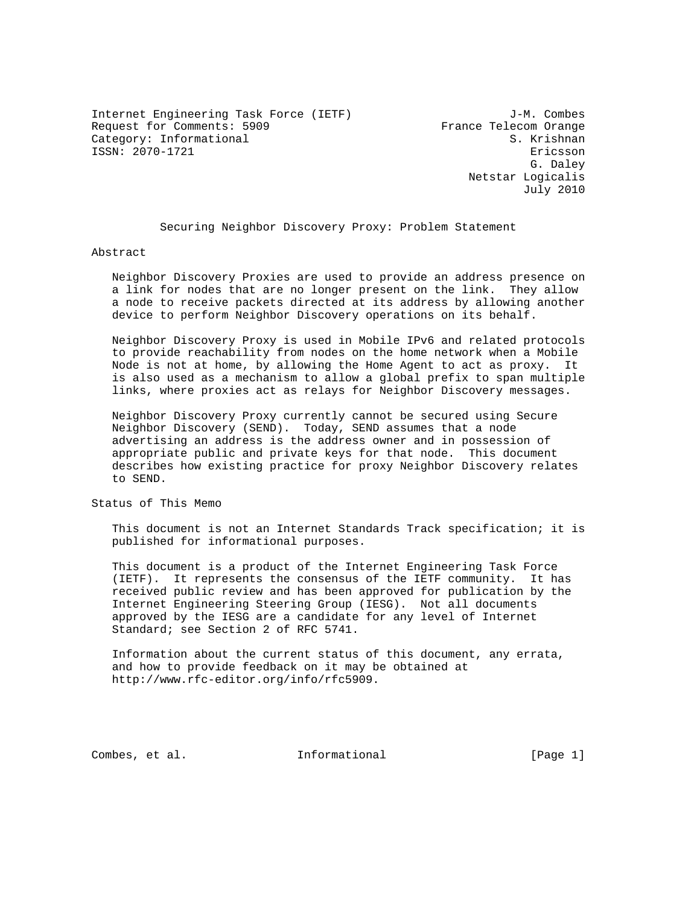Internet Engineering Task Force (IETF) J-M. Combes
Request for Comments: 5909 France Telecom Orange
Category: Informational S. Krishnan
ISSN: 2070-1721 Ericsson
G. Daley
Netstar Logicalis
July 2010

# Securing Neighbor Discovery Proxy: Problem Statement

## Abstract

Neighbor Discovery Proxies are used to provide an address presence on a link for nodes that are no longer present on the link. They allow a node to receive packets directed at its address by allowing another device to perform Neighbor Discovery operations on its behalf.

Neighbor Discovery Proxy is used in Mobile IPv6 and related protocols to provide reachability from nodes on the home network when a Mobile Node is not at home, by allowing the Home Agent to act as proxy. It is also used as a mechanism to allow a global prefix to span multiple links, where proxies act as relays for Neighbor Discovery messages.

Neighbor Discovery Proxy currently cannot be secured using Secure Neighbor Discovery (SEND). Today, SEND assumes that a node advertising an address is the address owner and in possession of appropriate public and private keys for that node. This document describes how existing practice for proxy Neighbor Discovery relates to SEND.

## Status of This Memo

This document is not an Internet Standards Track specification; it is published for informational purposes.

This document is a product of the Internet Engineering Task Force (IETF). It represents the consensus of the IETF community. It has received public review and has been approved for publication by the Internet Engineering Steering Group (IESG). Not all documents approved by the IESG are a candidate for any level of Internet Standard; see Section 2 of RFC 5741.

Information about the current status of this document, any errata, and how to provide feedback on it may be obtained at http://www.rfc-editor.org/info/rfc5909.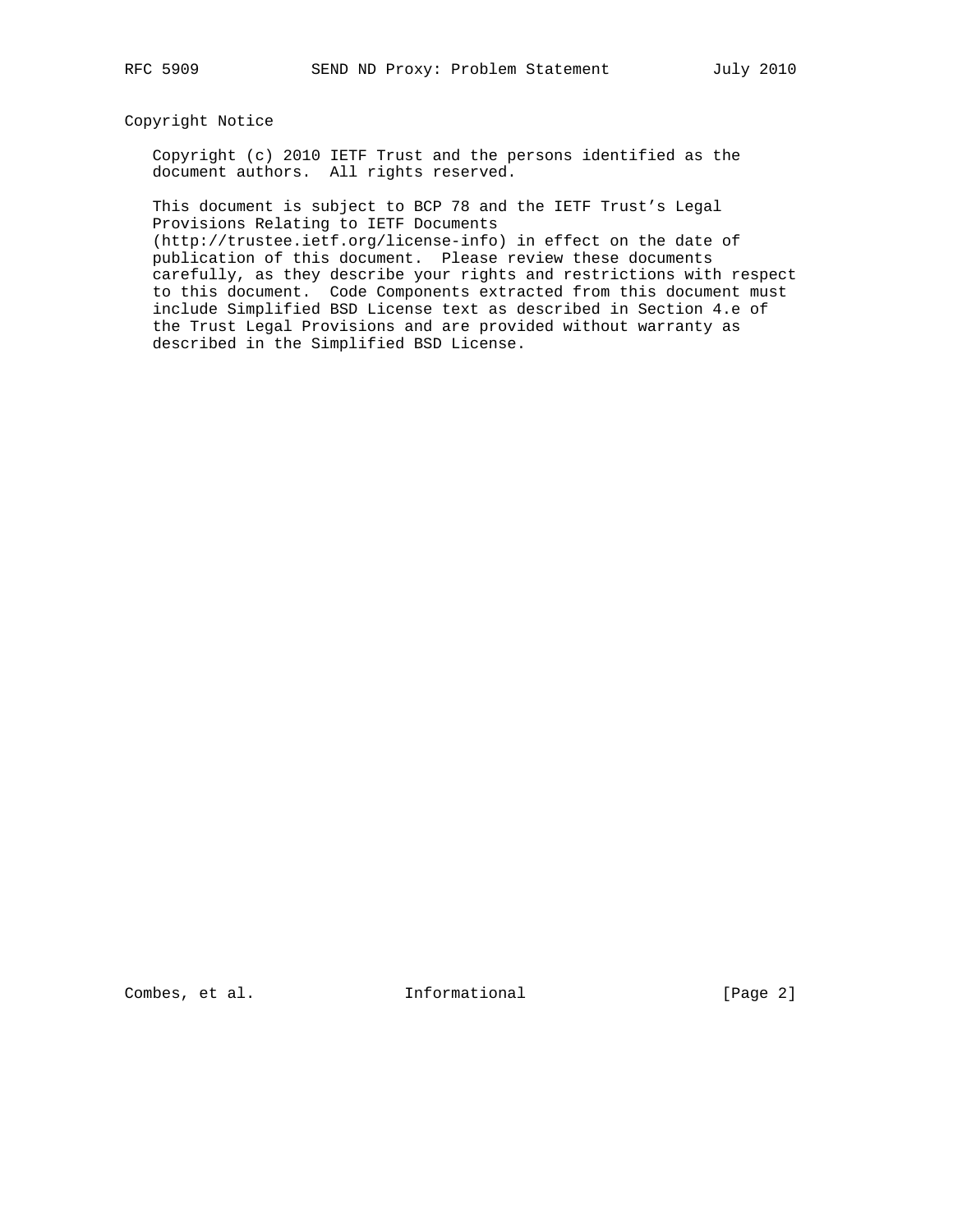## Copyright Notice

Copyright (c) 2010 IETF Trust and the persons identified as the document authors. All rights reserved.

This document is subject to BCP 78 and the IETF Trust's Legal Provisions Relating to IETF Documents (http://trustee.ietf.org/license-info) in effect on the date of publication of this document. Please review these documents carefully, as they describe your rights and restrictions with respect to this document. Code Components extracted from this document must include Simplified BSD License text as described in Section 4.e of the Trust Legal Provisions and are provided without warranty as described in the Simplified BSD License.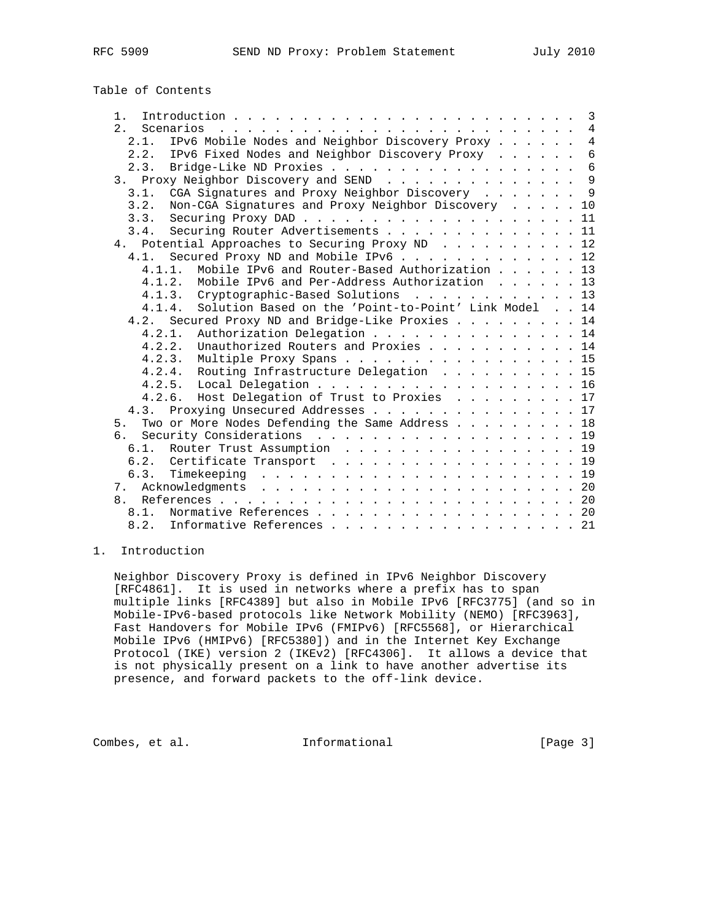Table of Contents

```
   1.  Introduction . . . . . . . . . . . . . . . . . . . . . . . . .  3
   2.  Scenarios  . . . . . . . . . . . . . . . . . . . . . . . . . .  4
     2.1.  IPv6 Mobile Nodes and Neighbor Discovery Proxy . . . . . .  4
     2.2.  IPv6 Fixed Nodes and Neighbor Discovery Proxy  . . . . . .  6
     2.3.  Bridge-Like ND Proxies . . . . . . . . . . . . . . . . . .  6
   3.  Proxy Neighbor Discovery and SEND  . . . . . . . . . . . . . .  9
     3.1.  CGA Signatures and Proxy Neighbor Discovery  . . . . . . .  9
     3.2.  Non-CGA Signatures and Proxy Neighbor Discovery  . . . . . 10
     3.3.  Securing Proxy DAD . . . . . . . . . . . . . . . . . . . . 11
     3.4.  Securing Router Advertisements . . . . . . . . . . . . . . 11
   4.  Potential Approaches to Securing Proxy ND  . . . . . . . . . . 12
     4.1.  Secured Proxy ND and Mobile IPv6 . . . . . . . . . . . . . 12
       4.1.1.  Mobile IPv6 and Router-Based Authorization . . . . . . 13
       4.1.2.  Mobile IPv6 and Per-Address Authorization  . . . . . . 13
       4.1.3.  Cryptographic-Based Solutions  . . . . . . . . . . . . 13
       4.1.4.  Solution Based on the 'Point-to-Point' Link Model  . . 14
     4.2.  Secured Proxy ND and Bridge-Like Proxies . . . . . . . . . 14
       4.2.1.  Authorization Delegation . . . . . . . . . . . . . . . 14
       4.2.2.  Unauthorized Routers and Proxies . . . . . . . . . . . 14
       4.2.3.  Multiple Proxy Spans . . . . . . . . . . . . . . . . . 15
       4.2.4.  Routing Infrastructure Delegation  . . . . . . . . . . 15
       4.2.5.  Local Delegation . . . . . . . . . . . . . . . . . . . 16
       4.2.6.  Host Delegation of Trust to Proxies  . . . . . . . . . 17
     4.3.  Proxying Unsecured Addresses . . . . . . . . . . . . . . . 17
   5.  Two or More Nodes Defending the Same Address . . . . . . . . . 18
   6.  Security Considerations  . . . . . . . . . . . . . . . . . . . 19
     6.1.  Router Trust Assumption  . . . . . . . . . . . . . . . . . 19
     6.2.  Certificate Transport  . . . . . . . . . . . . . . . . . . 19
     6.3.  Timekeeping  . . . . . . . . . . . . . . . . . . . . . . . 19
   7.  Acknowledgments  . . . . . . . . . . . . . . . . . . . . . . . 20
   8.  References . . . . . . . . . . . . . . . . . . . . . . . . . . 20
     8.1.  Normative References . . . . . . . . . . . . . . . . . . . 20
     8.2.  Informative References . . . . . . . . . . . . . . . . . . 21
```

# 1. Introduction

Neighbor Discovery Proxy is defined in IPv6 Neighbor Discovery [RFC4861]. It is used in networks where a prefix has to span multiple links [RFC4389] but also in Mobile IPv6 [RFC3775] (and so in Mobile-IPv6-based protocols like Network Mobility (NEMO) [RFC3963], Fast Handovers for Mobile IPv6 (FMIPv6) [RFC5568], or Hierarchical Mobile IPv6 (HMIPv6) [RFC5380]) and in the Internet Key Exchange Protocol (IKE) version 2 (IKEv2) [RFC4306]. It allows a device that is not physically present on a link to have another advertise its presence, and forward packets to the off-link device.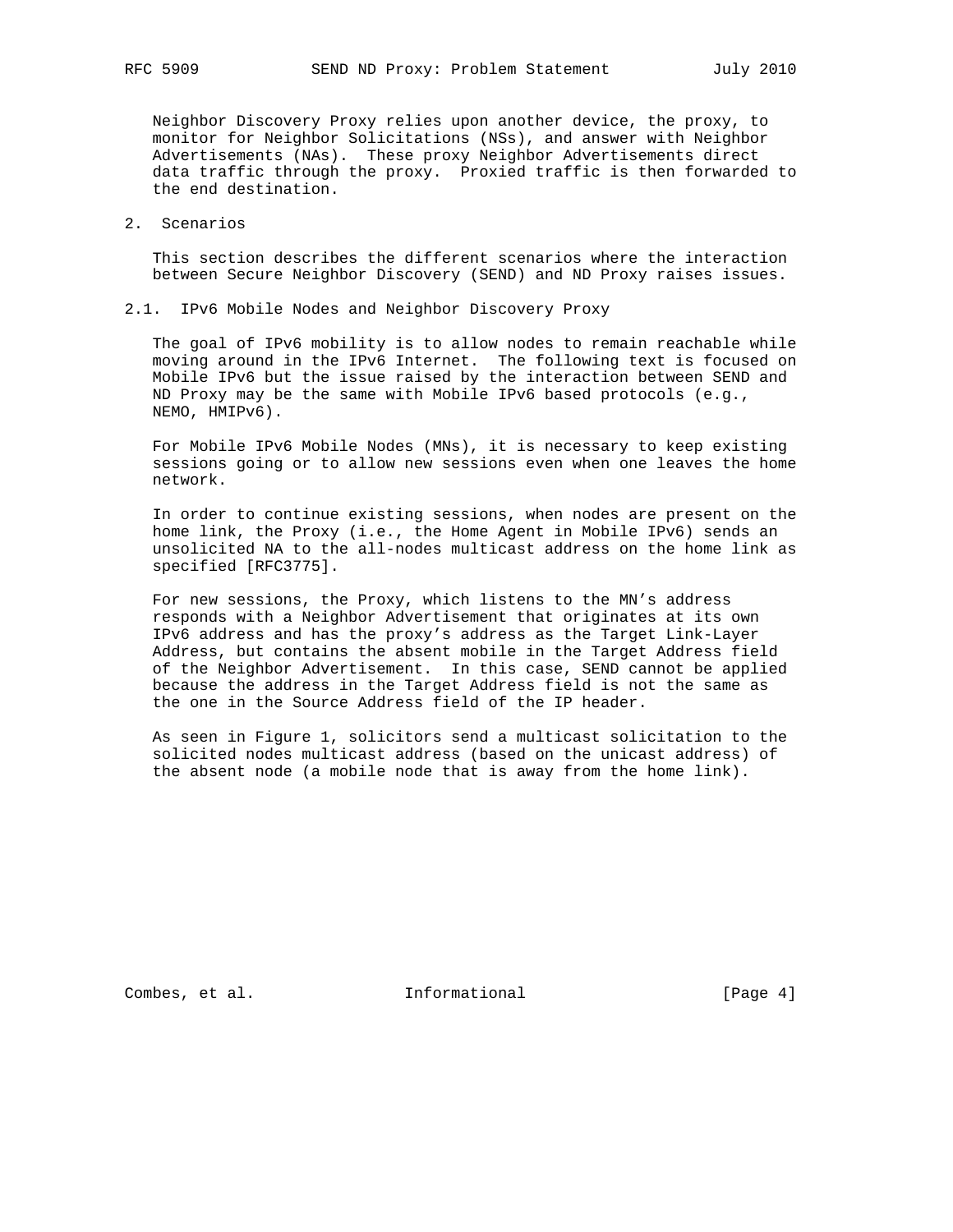Neighbor Discovery Proxy relies upon another device, the proxy, to monitor for Neighbor Solicitations (NSs), and answer with Neighbor Advertisements (NAs). These proxy Neighbor Advertisements direct data traffic through the proxy. Proxied traffic is then forwarded to the end destination.

## 2. Scenarios

This section describes the different scenarios where the interaction between Secure Neighbor Discovery (SEND) and ND Proxy raises issues.

### 2.1. IPv6 Mobile Nodes and Neighbor Discovery Proxy

The goal of IPv6 mobility is to allow nodes to remain reachable while moving around in the IPv6 Internet. The following text is focused on Mobile IPv6 but the issue raised by the interaction between SEND and ND Proxy may be the same with Mobile IPv6 based protocols (e.g., NEMO, HMIPv6).

For Mobile IPv6 Mobile Nodes (MNs), it is necessary to keep existing sessions going or to allow new sessions even when one leaves the home network.

In order to continue existing sessions, when nodes are present on the home link, the Proxy (i.e., the Home Agent in Mobile IPv6) sends an unsolicited NA to the all-nodes multicast address on the home link as specified [RFC3775].

For new sessions, the Proxy, which listens to the MN's address responds with a Neighbor Advertisement that originates at its own IPv6 address and has the proxy's address as the Target Link-Layer Address, but contains the absent mobile in the Target Address field of the Neighbor Advertisement. In this case, SEND cannot be applied because the address in the Target Address field is not the same as the one in the Source Address field of the IP header.

As seen in Figure 1, solicitors send a multicast solicitation to the solicited nodes multicast address (based on the unicast address) of the absent node (a mobile node that is away from the home link).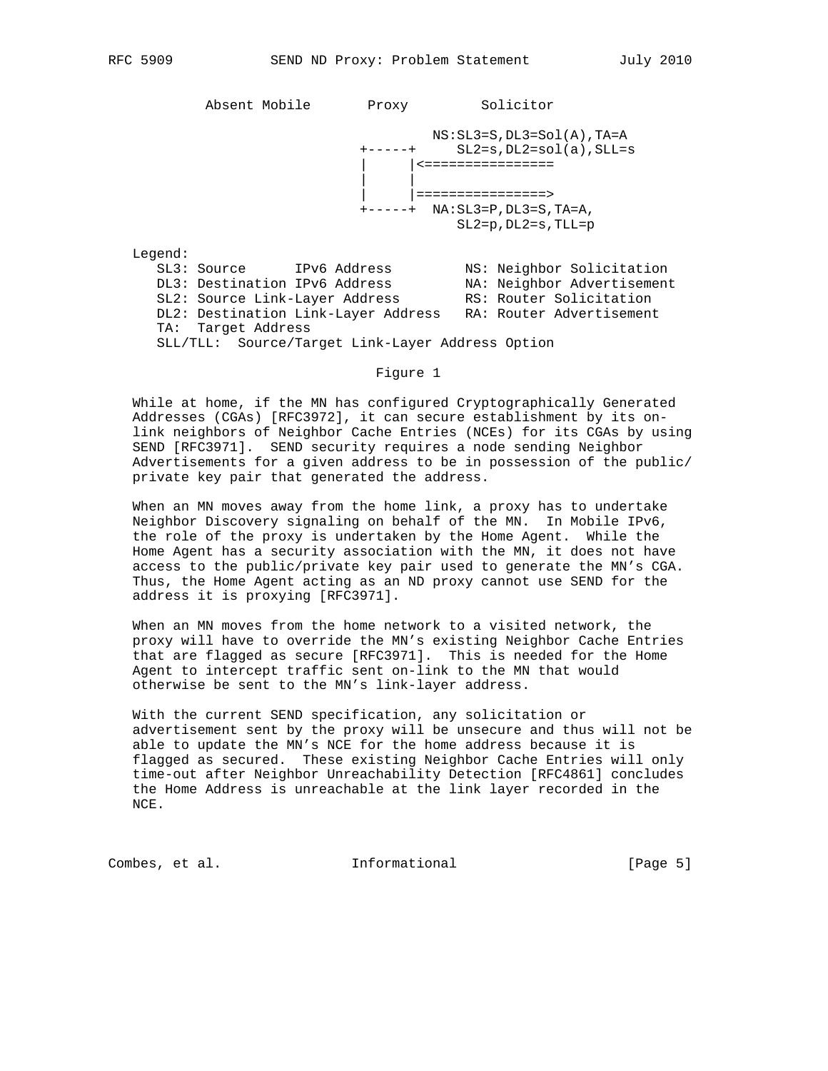```
          Absent Mobile       Proxy         Solicitor

                                        NS:SL3=S,DL3=Sol(A),TA=A
                            +-----+     SL2=s,DL2=sol(a),SLL=s
                            |     |<================
                            |     |
                            |     |================>
                            +-----+  NA:SL3=P,DL3=S,TA=A,
                                        SL2=p,DL2=s,TLL=p

   Legend:
      SL3: Source      IPv6 Address         NS: Neighbor Solicitation
      DL3: Destination IPv6 Address         NA: Neighbor Advertisement
      SL2: Source Link-Layer Address        RS: Router Solicitation
      DL2: Destination Link-Layer Address   RA: Router Advertisement
      TA:  Target Address
      SLL/TLL:  Source/Target Link-Layer Address Option
```

Figure 1

While at home, if the MN has configured Cryptographically Generated Addresses (CGAs) [RFC3972], it can secure establishment by its on-link neighbors of Neighbor Cache Entries (NCEs) for its CGAs by using SEND [RFC3971]. SEND security requires a node sending Neighbor Advertisements for a given address to be in possession of the public/private key pair that generated the address.

When an MN moves away from the home link, a proxy has to undertake Neighbor Discovery signaling on behalf of the MN. In Mobile IPv6, the role of the proxy is undertaken by the Home Agent. While the Home Agent has a security association with the MN, it does not have access to the public/private key pair used to generate the MN's CGA. Thus, the Home Agent acting as an ND proxy cannot use SEND for the address it is proxying [RFC3971].

When an MN moves from the home network to a visited network, the proxy will have to override the MN's existing Neighbor Cache Entries that are flagged as secure [RFC3971]. This is needed for the Home Agent to intercept traffic sent on-link to the MN that would otherwise be sent to the MN's link-layer address.

With the current SEND specification, any solicitation or advertisement sent by the proxy will be unsecure and thus will not be able to update the MN's NCE for the home address because it is flagged as secured. These existing Neighbor Cache Entries will only time-out after Neighbor Unreachability Detection [RFC4861] concludes the Home Address is unreachable at the link layer recorded in the NCE.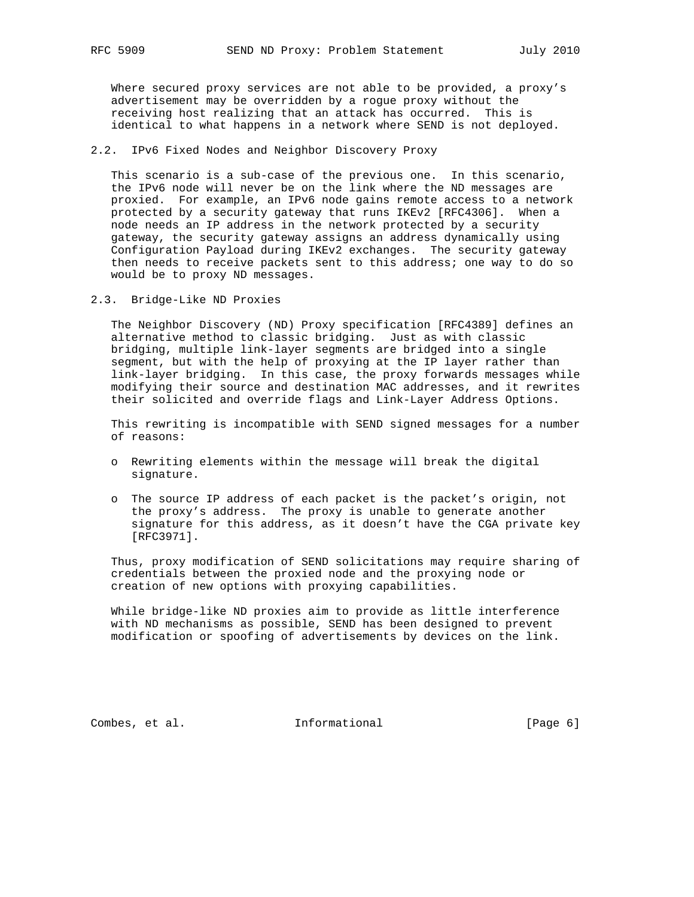Where secured proxy services are not able to be provided, a proxy's advertisement may be overridden by a rogue proxy without the receiving host realizing that an attack has occurred. This is identical to what happens in a network where SEND is not deployed.

## 2.2. IPv6 Fixed Nodes and Neighbor Discovery Proxy

This scenario is a sub-case of the previous one. In this scenario, the IPv6 node will never be on the link where the ND messages are proxied. For example, an IPv6 node gains remote access to a network protected by a security gateway that runs IKEv2 [RFC4306]. When a node needs an IP address in the network protected by a security gateway, the security gateway assigns an address dynamically using Configuration Payload during IKEv2 exchanges. The security gateway then needs to receive packets sent to this address; one way to do so would be to proxy ND messages.

## 2.3. Bridge-Like ND Proxies

The Neighbor Discovery (ND) Proxy specification [RFC4389] defines an alternative method to classic bridging. Just as with classic bridging, multiple link-layer segments are bridged into a single segment, but with the help of proxying at the IP layer rather than link-layer bridging. In this case, the proxy forwards messages while modifying their source and destination MAC addresses, and it rewrites their solicited and override flags and Link-Layer Address Options.

This rewriting is incompatible with SEND signed messages for a number of reasons:

- Rewriting elements within the message will break the digital signature.
- The source IP address of each packet is the packet's origin, not the proxy's address. The proxy is unable to generate another signature for this address, as it doesn't have the CGA private key [RFC3971].

Thus, proxy modification of SEND solicitations may require sharing of credentials between the proxied node and the proxying node or creation of new options with proxying capabilities.

While bridge-like ND proxies aim to provide as little interference with ND mechanisms as possible, SEND has been designed to prevent modification or spoofing of advertisements by devices on the link.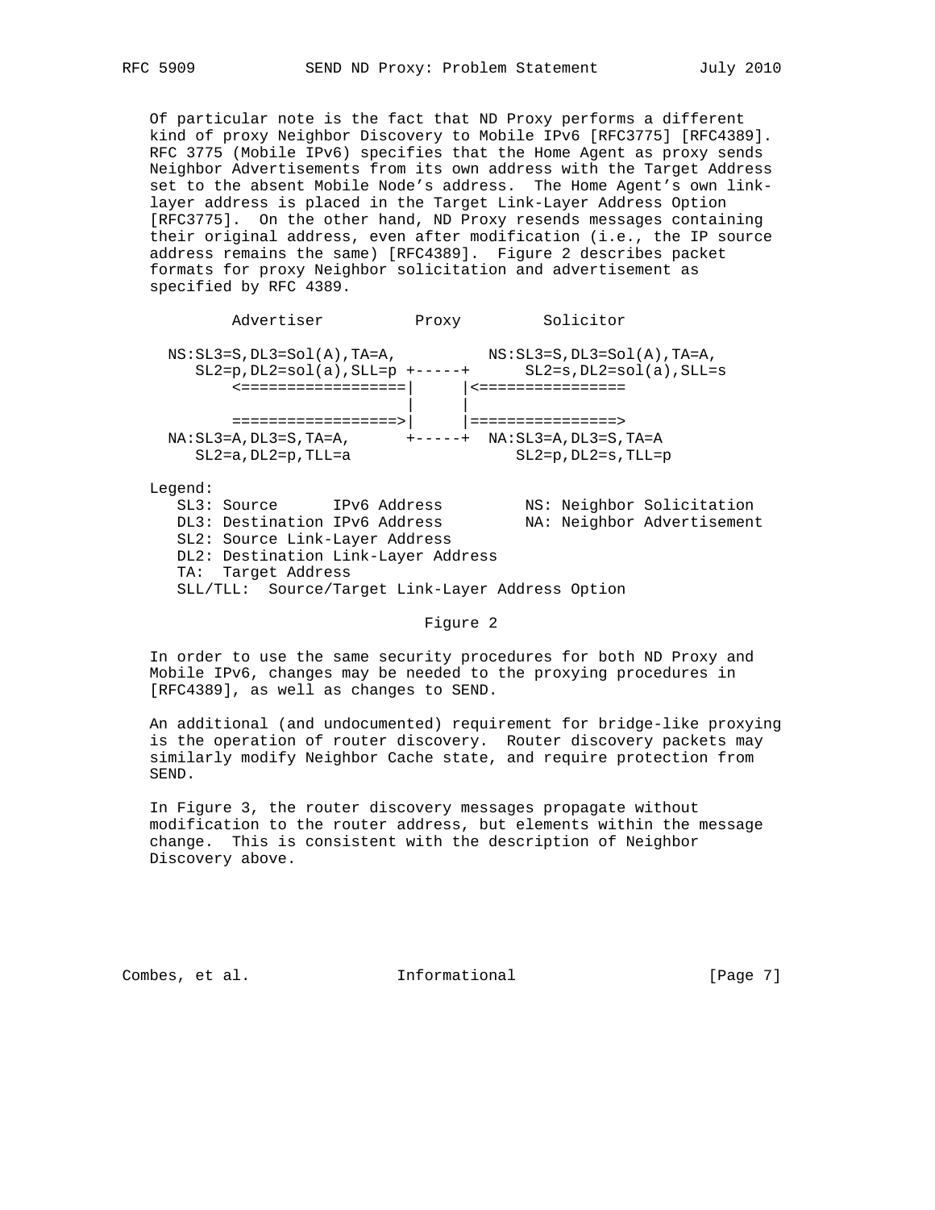Of particular note is the fact that ND Proxy performs a different kind of proxy Neighbor Discovery to Mobile IPv6 [RFC3775] [RFC4389]. RFC 3775 (Mobile IPv6) specifies that the Home Agent as proxy sends Neighbor Advertisements from its own address with the Target Address set to the absent Mobile Node's address. The Home Agent's own link-layer address is placed in the Target Link-Layer Address Option [RFC3775]. On the other hand, ND Proxy resends messages containing their original address, even after modification (i.e., the IP source address remains the same) [RFC4389]. Figure 2 describes packet formats for proxy Neighbor solicitation and advertisement as specified by RFC 4389.

```
        Advertiser          Proxy         Solicitor

  NS:SL3=S,DL3=Sol(A),TA=A,          NS:SL3=S,DL3=Sol(A),TA=A,
     SL2=p,DL2=sol(a),SLL=p +-----+      SL2=s,DL2=sol(a),SLL=s
         <==================|     |<================
                            |     |
         ==================>|     |================>
  NA:SL3=A,DL3=S,TA=A,      +-----+  NA:SL3=A,DL3=S,TA=A
     SL2=a,DL2=p,TLL=a                 SL2=p,DL2=s,TLL=p

   Legend:
      SL3: Source      IPv6 Address         NS: Neighbor Solicitation
      DL3: Destination IPv6 Address         NA: Neighbor Advertisement
      SL2: Source Link-Layer Address
      DL2: Destination Link-Layer Address
      TA:  Target Address
      SLL/TLL:  Source/Target Link-Layer Address Option
```

Figure 2

In order to use the same security procedures for both ND Proxy and Mobile IPv6, changes may be needed to the proxying procedures in [RFC4389], as well as changes to SEND.

An additional (and undocumented) requirement for bridge-like proxying is the operation of router discovery. Router discovery packets may similarly modify Neighbor Cache state, and require protection from SEND.

In Figure 3, the router discovery messages propagate without modification to the router address, but elements within the message change. This is consistent with the description of Neighbor Discovery above.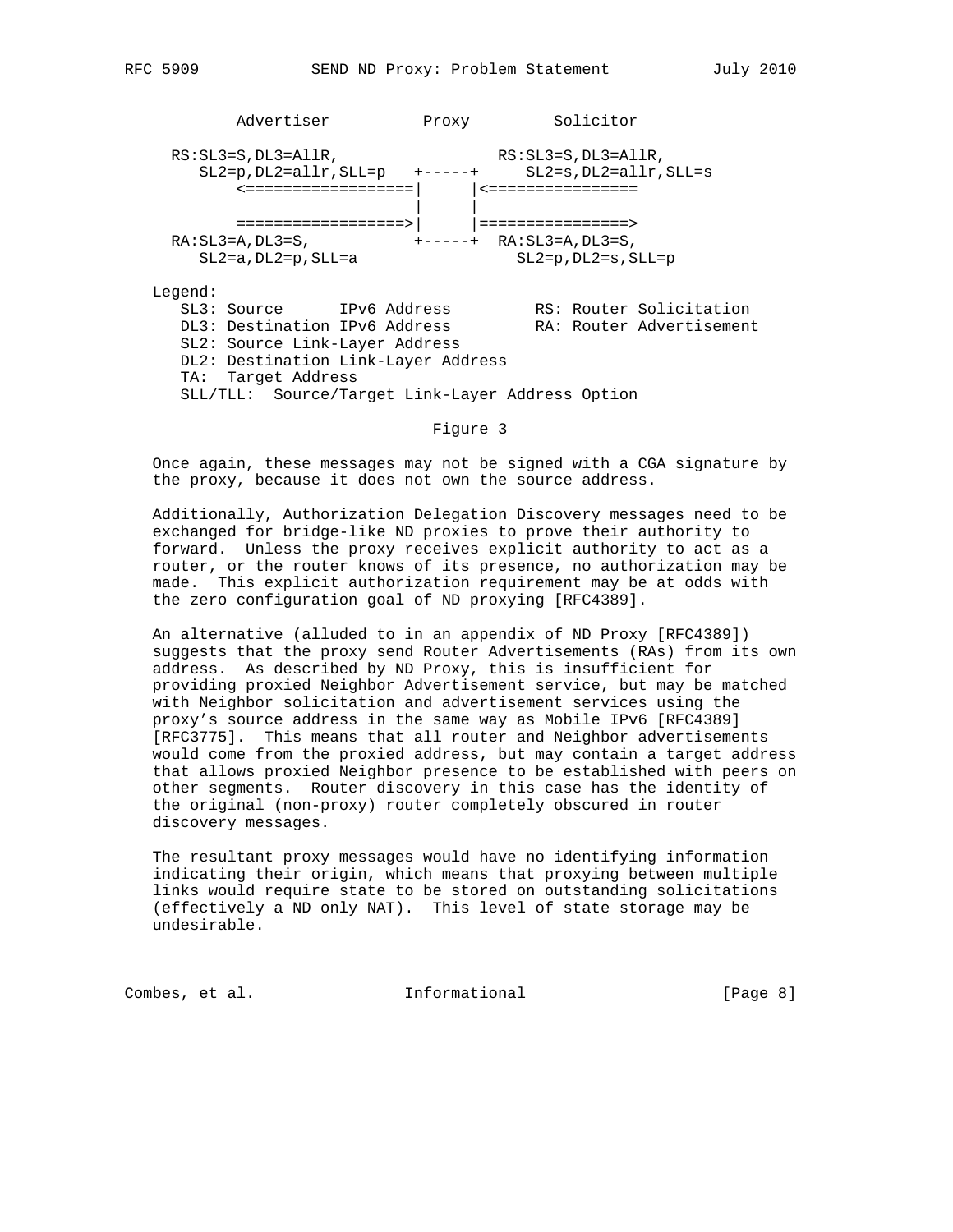```
          Advertiser          Proxy         Solicitor

    RS:SL3=S,DL3=AllR,                    RS:SL3=S,DL3=AllR,
       SL2=p,DL2=allr,SLL=p   +-----+     SL2=s,DL2=allr,SLL=s
           <==================|     |<================
                              |     |
           ==================>|     |================>
    RA:SL3=A,DL3=S,           +-----+  RA:SL3=A,DL3=S,
       SL2=a,DL2=p,SLL=a                 SL2=p,DL2=s,SLL=p

   Legend:
      SL3: Source      IPv6 Address         RS: Router Solicitation
      DL3: Destination IPv6 Address         RA: Router Advertisement
      SL2: Source Link-Layer Address
      DL2: Destination Link-Layer Address
      TA:  Target Address
      SLL/TLL:  Source/Target Link-Layer Address Option
```

Figure 3

Once again, these messages may not be signed with a CGA signature by the proxy, because it does not own the source address.

Additionally, Authorization Delegation Discovery messages need to be exchanged for bridge-like ND proxies to prove their authority to forward. Unless the proxy receives explicit authority to act as a router, or the router knows of its presence, no authorization may be made. This explicit authorization requirement may be at odds with the zero configuration goal of ND proxying [RFC4389].

An alternative (alluded to in an appendix of ND Proxy [RFC4389]) suggests that the proxy send Router Advertisements (RAs) from its own address. As described by ND Proxy, this is insufficient for providing proxied Neighbor Advertisement service, but may be matched with Neighbor solicitation and advertisement services using the proxy's source address in the same way as Mobile IPv6 [RFC4389] [RFC3775]. This means that all router and Neighbor advertisements would come from the proxied address, but may contain a target address that allows proxied Neighbor presence to be established with peers on other segments. Router discovery in this case has the identity of the original (non-proxy) router completely obscured in router discovery messages.

The resultant proxy messages would have no identifying information indicating their origin, which means that proxying between multiple links would require state to be stored on outstanding solicitations (effectively a ND only NAT). This level of state storage may be undesirable.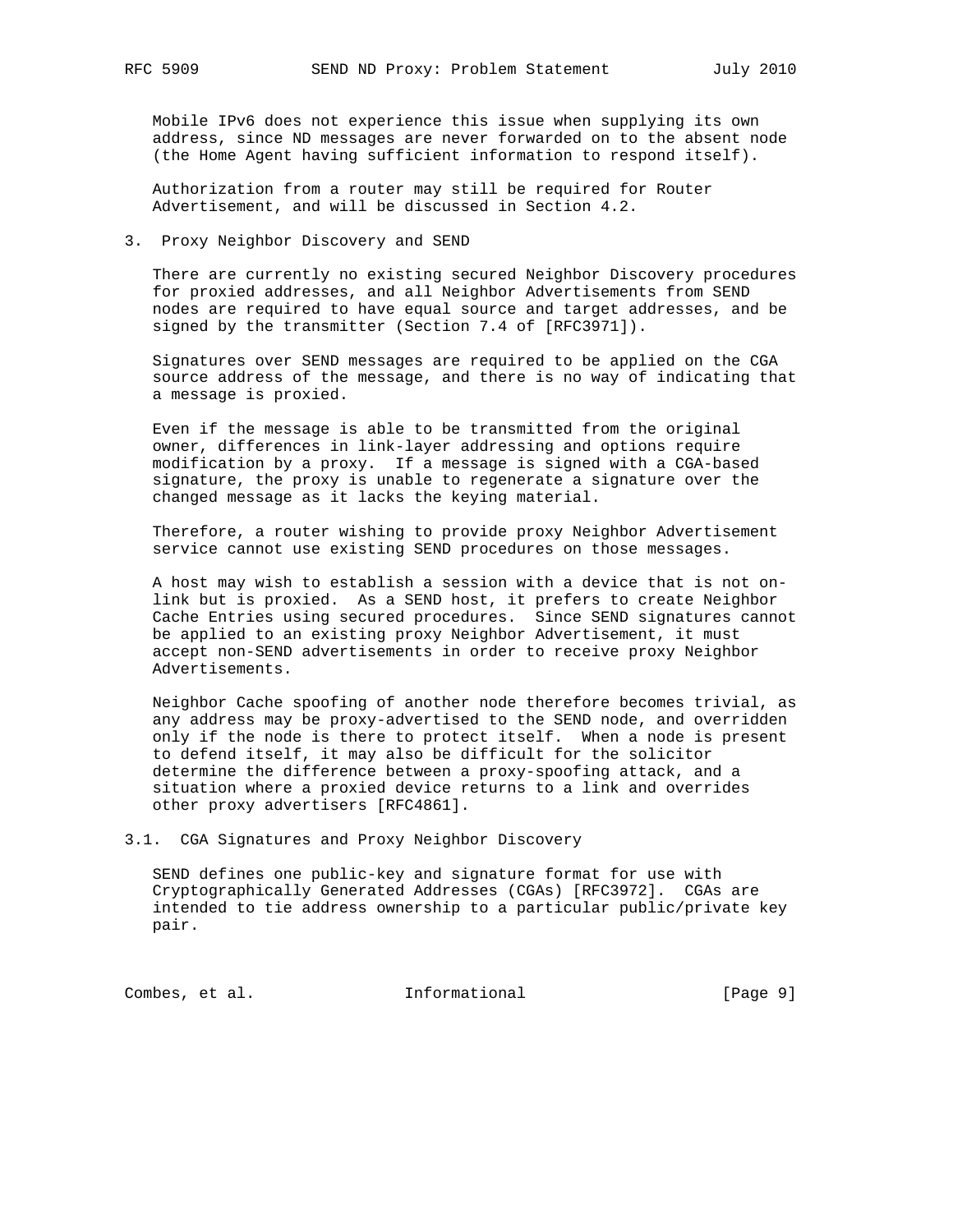Mobile IPv6 does not experience this issue when supplying its own address, since ND messages are never forwarded on to the absent node (the Home Agent having sufficient information to respond itself).

Authorization from a router may still be required for Router Advertisement, and will be discussed in Section 4.2.

## 3. Proxy Neighbor Discovery and SEND

There are currently no existing secured Neighbor Discovery procedures for proxied addresses, and all Neighbor Advertisements from SEND nodes are required to have equal source and target addresses, and be signed by the transmitter (Section 7.4 of [RFC3971]).

Signatures over SEND messages are required to be applied on the CGA source address of the message, and there is no way of indicating that a message is proxied.

Even if the message is able to be transmitted from the original owner, differences in link-layer addressing and options require modification by a proxy. If a message is signed with a CGA-based signature, the proxy is unable to regenerate a signature over the changed message as it lacks the keying material.

Therefore, a router wishing to provide proxy Neighbor Advertisement service cannot use existing SEND procedures on those messages.

A host may wish to establish a session with a device that is not on-link but is proxied. As a SEND host, it prefers to create Neighbor Cache Entries using secured procedures. Since SEND signatures cannot be applied to an existing proxy Neighbor Advertisement, it must accept non-SEND advertisements in order to receive proxy Neighbor Advertisements.

Neighbor Cache spoofing of another node therefore becomes trivial, as any address may be proxy-advertised to the SEND node, and overridden only if the node is there to protect itself. When a node is present to defend itself, it may also be difficult for the solicitor determine the difference between a proxy-spoofing attack, and a situation where a proxied device returns to a link and overrides other proxy advertisers [RFC4861].

### 3.1. CGA Signatures and Proxy Neighbor Discovery

SEND defines one public-key and signature format for use with Cryptographically Generated Addresses (CGAs) [RFC3972]. CGAs are intended to tie address ownership to a particular public/private key pair.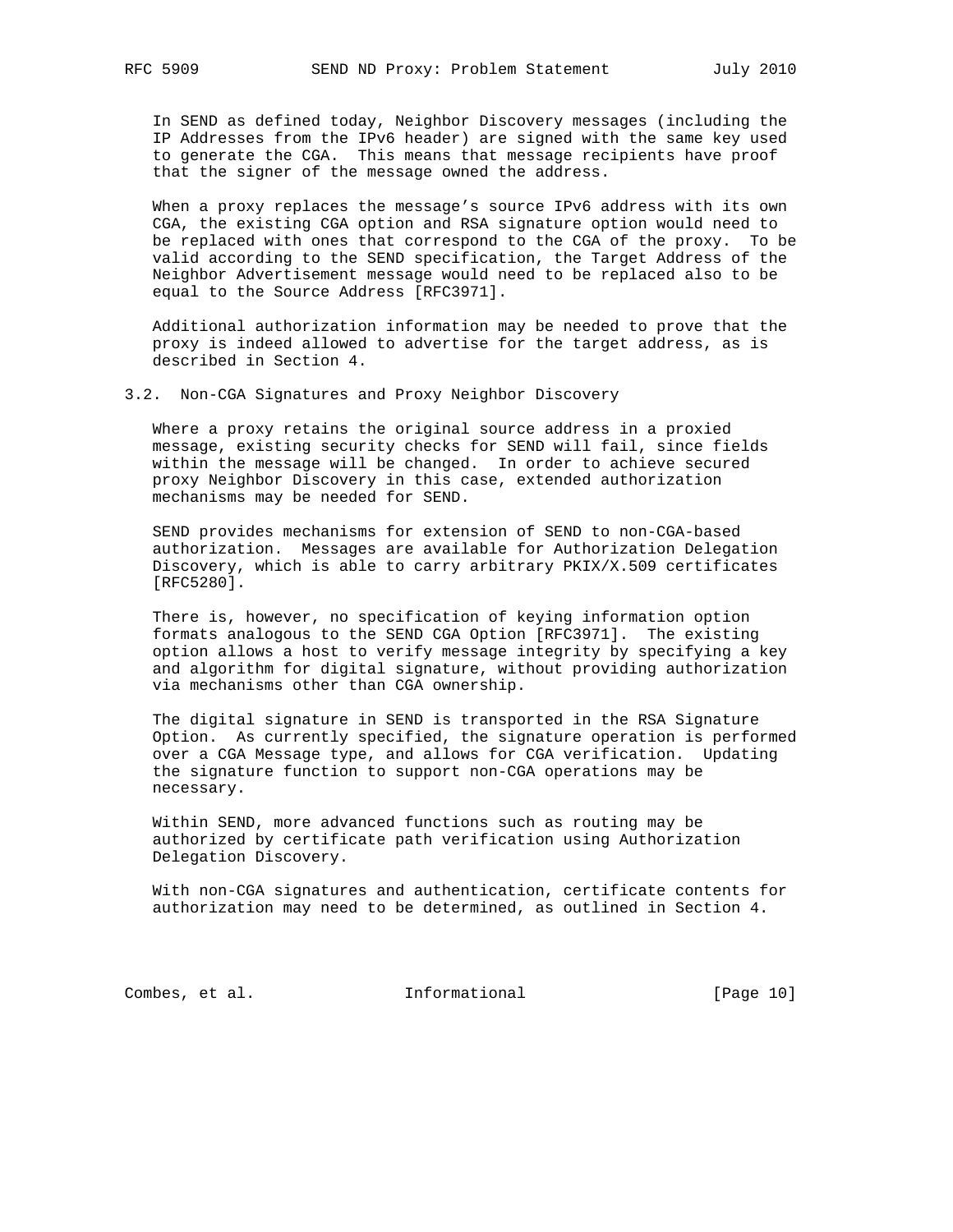In SEND as defined today, Neighbor Discovery messages (including the IP Addresses from the IPv6 header) are signed with the same key used to generate the CGA. This means that message recipients have proof that the signer of the message owned the address.

When a proxy replaces the message's source IPv6 address with its own CGA, the existing CGA option and RSA signature option would need to be replaced with ones that correspond to the CGA of the proxy. To be valid according to the SEND specification, the Target Address of the Neighbor Advertisement message would need to be replaced also to be equal to the Source Address [RFC3971].

Additional authorization information may be needed to prove that the proxy is indeed allowed to advertise for the target address, as is described in Section 4.

### 3.2. Non-CGA Signatures and Proxy Neighbor Discovery

Where a proxy retains the original source address in a proxied message, existing security checks for SEND will fail, since fields within the message will be changed. In order to achieve secured proxy Neighbor Discovery in this case, extended authorization mechanisms may be needed for SEND.

SEND provides mechanisms for extension of SEND to non-CGA-based authorization. Messages are available for Authorization Delegation Discovery, which is able to carry arbitrary PKIX/X.509 certificates [RFC5280].

There is, however, no specification of keying information option formats analogous to the SEND CGA Option [RFC3971]. The existing option allows a host to verify message integrity by specifying a key and algorithm for digital signature, without providing authorization via mechanisms other than CGA ownership.

The digital signature in SEND is transported in the RSA Signature Option. As currently specified, the signature operation is performed over a CGA Message type, and allows for CGA verification. Updating the signature function to support non-CGA operations may be necessary.

Within SEND, more advanced functions such as routing may be authorized by certificate path verification using Authorization Delegation Discovery.

With non-CGA signatures and authentication, certificate contents for authorization may need to be determined, as outlined in Section 4.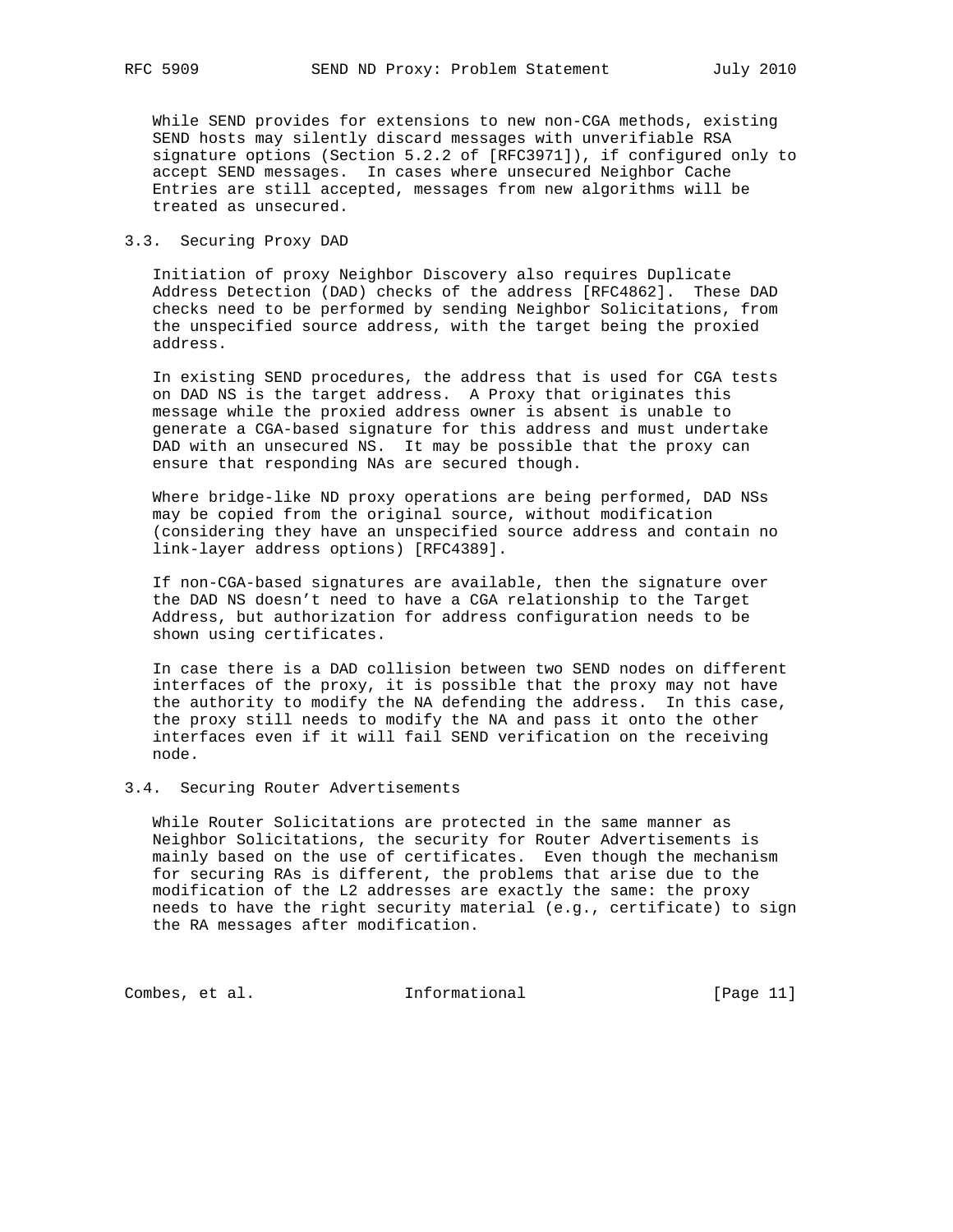While SEND provides for extensions to new non-CGA methods, existing SEND hosts may silently discard messages with unverifiable RSA signature options (Section 5.2.2 of [RFC3971]), if configured only to accept SEND messages. In cases where unsecured Neighbor Cache Entries are still accepted, messages from new algorithms will be treated as unsecured.

### 3.3. Securing Proxy DAD

Initiation of proxy Neighbor Discovery also requires Duplicate Address Detection (DAD) checks of the address [RFC4862]. These DAD checks need to be performed by sending Neighbor Solicitations, from the unspecified source address, with the target being the proxied address.

In existing SEND procedures, the address that is used for CGA tests on DAD NS is the target address. A Proxy that originates this message while the proxied address owner is absent is unable to generate a CGA-based signature for this address and must undertake DAD with an unsecured NS. It may be possible that the proxy can ensure that responding NAs are secured though.

Where bridge-like ND proxy operations are being performed, DAD NSs may be copied from the original source, without modification (considering they have an unspecified source address and contain no link-layer address options) [RFC4389].

If non-CGA-based signatures are available, then the signature over the DAD NS doesn't need to have a CGA relationship to the Target Address, but authorization for address configuration needs to be shown using certificates.

In case there is a DAD collision between two SEND nodes on different interfaces of the proxy, it is possible that the proxy may not have the authority to modify the NA defending the address. In this case, the proxy still needs to modify the NA and pass it onto the other interfaces even if it will fail SEND verification on the receiving node.

### 3.4. Securing Router Advertisements

While Router Solicitations are protected in the same manner as Neighbor Solicitations, the security for Router Advertisements is mainly based on the use of certificates. Even though the mechanism for securing RAs is different, the problems that arise due to the modification of the L2 addresses are exactly the same: the proxy needs to have the right security material (e.g., certificate) to sign the RA messages after modification.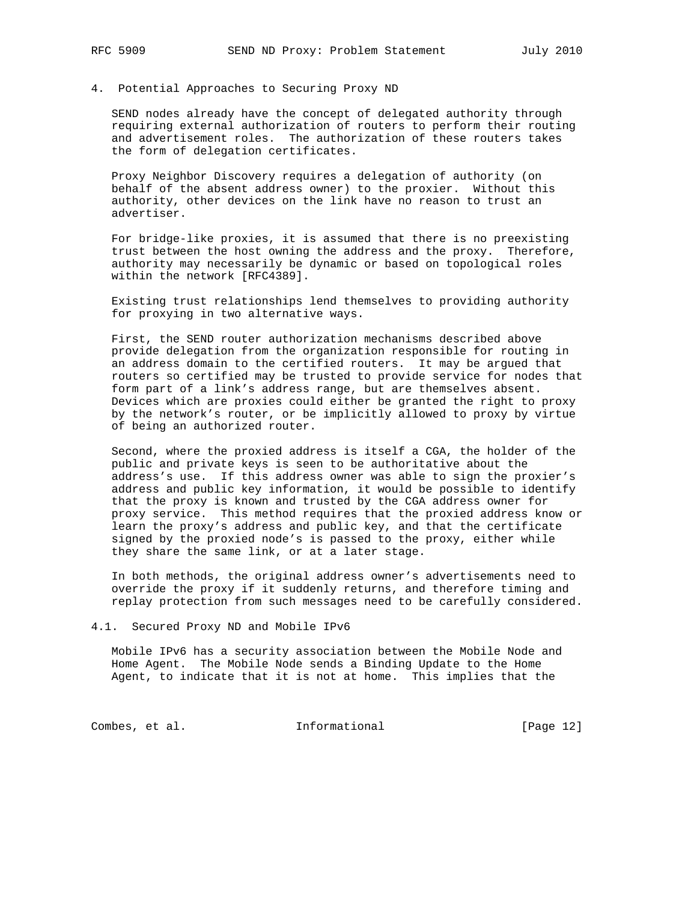## 4. Potential Approaches to Securing Proxy ND

SEND nodes already have the concept of delegated authority through requiring external authorization of routers to perform their routing and advertisement roles. The authorization of these routers takes the form of delegation certificates.

Proxy Neighbor Discovery requires a delegation of authority (on behalf of the absent address owner) to the proxier. Without this authority, other devices on the link have no reason to trust an advertiser.

For bridge-like proxies, it is assumed that there is no preexisting trust between the host owning the address and the proxy. Therefore, authority may necessarily be dynamic or based on topological roles within the network [RFC4389].

Existing trust relationships lend themselves to providing authority for proxying in two alternative ways.

First, the SEND router authorization mechanisms described above provide delegation from the organization responsible for routing in an address domain to the certified routers. It may be argued that routers so certified may be trusted to provide service for nodes that form part of a link's address range, but are themselves absent. Devices which are proxies could either be granted the right to proxy by the network's router, or be implicitly allowed to proxy by virtue of being an authorized router.

Second, where the proxied address is itself a CGA, the holder of the public and private keys is seen to be authoritative about the address's use. If this address owner was able to sign the proxier's address and public key information, it would be possible to identify that the proxy is known and trusted by the CGA address owner for proxy service. This method requires that the proxied address know or learn the proxy's address and public key, and that the certificate signed by the proxied node's is passed to the proxy, either while they share the same link, or at a later stage.

In both methods, the original address owner's advertisements need to override the proxy if it suddenly returns, and therefore timing and replay protection from such messages need to be carefully considered.

### 4.1. Secured Proxy ND and Mobile IPv6

Mobile IPv6 has a security association between the Mobile Node and Home Agent. The Mobile Node sends a Binding Update to the Home Agent, to indicate that it is not at home. This implies that the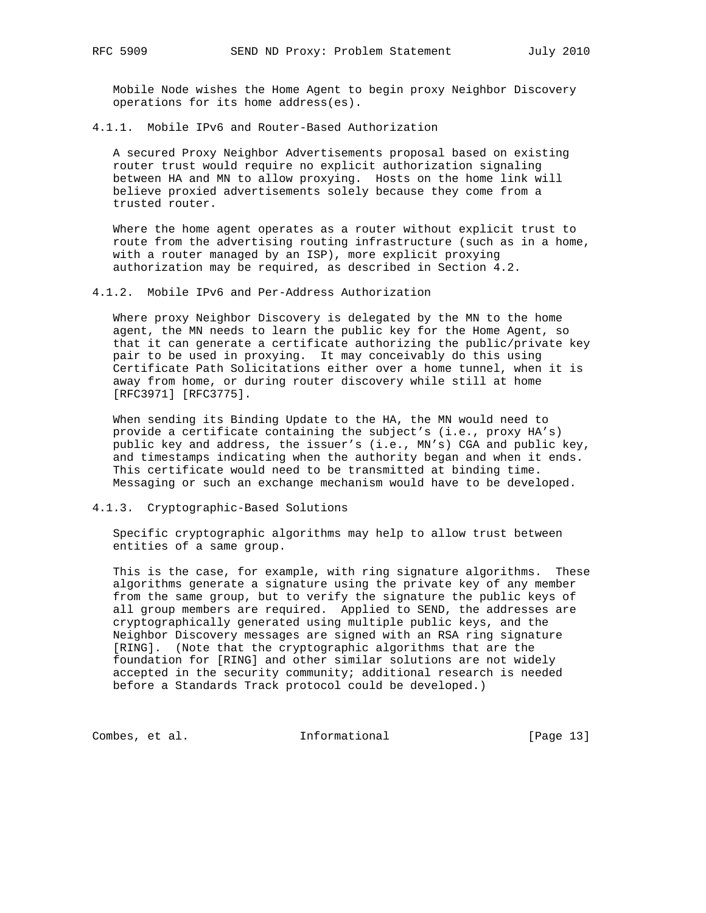Mobile Node wishes the Home Agent to begin proxy Neighbor Discovery operations for its home address(es).

### 4.1.1. Mobile IPv6 and Router-Based Authorization

A secured Proxy Neighbor Advertisements proposal based on existing router trust would require no explicit authorization signaling between HA and MN to allow proxying. Hosts on the home link will believe proxied advertisements solely because they come from a trusted router.

Where the home agent operates as a router without explicit trust to route from the advertising routing infrastructure (such as in a home, with a router managed by an ISP), more explicit proxying authorization may be required, as described in Section 4.2.

### 4.1.2. Mobile IPv6 and Per-Address Authorization

Where proxy Neighbor Discovery is delegated by the MN to the home agent, the MN needs to learn the public key for the Home Agent, so that it can generate a certificate authorizing the public/private key pair to be used in proxying. It may conceivably do this using Certificate Path Solicitations either over a home tunnel, when it is away from home, or during router discovery while still at home [RFC3971] [RFC3775].

When sending its Binding Update to the HA, the MN would need to provide a certificate containing the subject's (i.e., proxy HA's) public key and address, the issuer's (i.e., MN's) CGA and public key, and timestamps indicating when the authority began and when it ends. This certificate would need to be transmitted at binding time. Messaging or such an exchange mechanism would have to be developed.

### 4.1.3. Cryptographic-Based Solutions

Specific cryptographic algorithms may help to allow trust between entities of a same group.

This is the case, for example, with ring signature algorithms. These algorithms generate a signature using the private key of any member from the same group, but to verify the signature the public keys of all group members are required. Applied to SEND, the addresses are cryptographically generated using multiple public keys, and the Neighbor Discovery messages are signed with an RSA ring signature [RING]. (Note that the cryptographic algorithms that are the foundation for [RING] and other similar solutions are not widely accepted in the security community; additional research is needed before a Standards Track protocol could be developed.)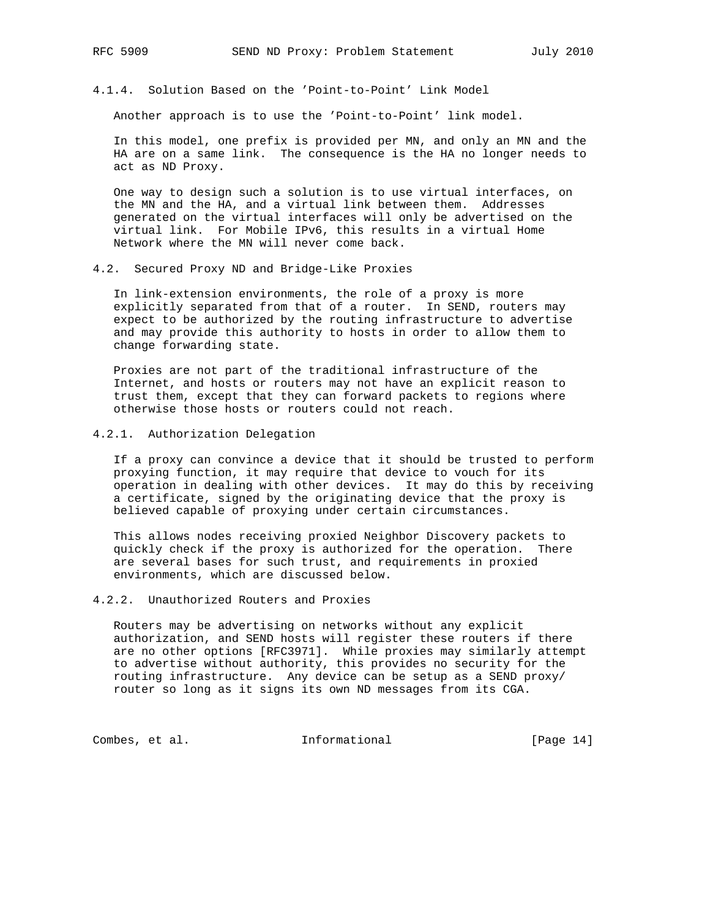#### 4.1.4. Solution Based on the 'Point-to-Point' Link Model

Another approach is to use the 'Point-to-Point' link model.

In this model, one prefix is provided per MN, and only an MN and the HA are on a same link. The consequence is the HA no longer needs to act as ND Proxy.

One way to design such a solution is to use virtual interfaces, on the MN and the HA, and a virtual link between them. Addresses generated on the virtual interfaces will only be advertised on the virtual link. For Mobile IPv6, this results in a virtual Home Network where the MN will never come back.

### 4.2. Secured Proxy ND and Bridge-Like Proxies

In link-extension environments, the role of a proxy is more explicitly separated from that of a router. In SEND, routers may expect to be authorized by the routing infrastructure to advertise and may provide this authority to hosts in order to allow them to change forwarding state.

Proxies are not part of the traditional infrastructure of the Internet, and hosts or routers may not have an explicit reason to trust them, except that they can forward packets to regions where otherwise those hosts or routers could not reach.

#### 4.2.1. Authorization Delegation

If a proxy can convince a device that it should be trusted to perform proxying function, it may require that device to vouch for its operation in dealing with other devices. It may do this by receiving a certificate, signed by the originating device that the proxy is believed capable of proxying under certain circumstances.

This allows nodes receiving proxied Neighbor Discovery packets to quickly check if the proxy is authorized for the operation. There are several bases for such trust, and requirements in proxied environments, which are discussed below.

#### 4.2.2. Unauthorized Routers and Proxies

Routers may be advertising on networks without any explicit authorization, and SEND hosts will register these routers if there are no other options [RFC3971]. While proxies may similarly attempt to advertise without authority, this provides no security for the routing infrastructure. Any device can be setup as a SEND proxy/router so long as it signs its own ND messages from its CGA.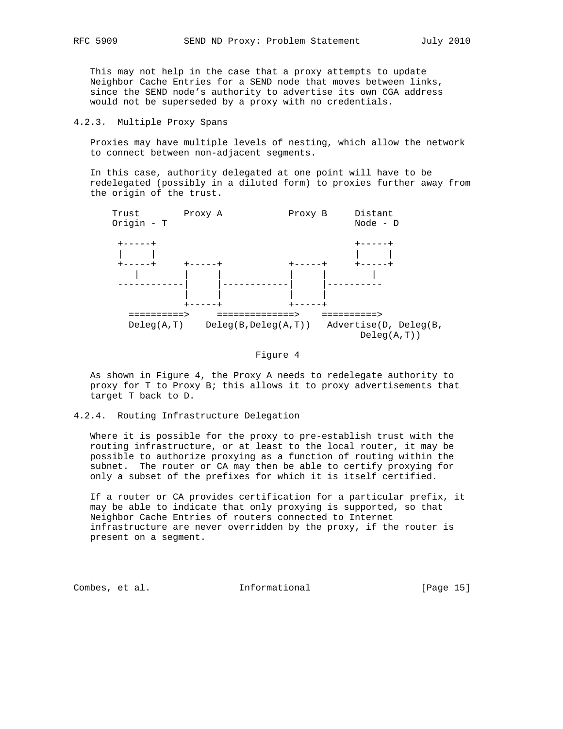This may not help in the case that a proxy attempts to update Neighbor Cache Entries for a SEND node that moves between links, since the SEND node's authority to advertise its own CGA address would not be superseded by a proxy with no credentials.

#### 4.2.3. Multiple Proxy Spans

Proxies may have multiple levels of nesting, which allow the network to connect between non-adjacent segments.

In this case, authority delegated at one point will have to be redelegated (possibly in a diluted form) to proxies further away from the origin of the trust.

```
Trust        Proxy A            Proxy B     Distant
Origin - T                                  Node - D

 +-----+                                    +-----+
 |     |                                    |     |
 +-----+     +-----+            +-----+     +-----+
    |        |     |            |     |        |
------------|     |------------|     |----------
             |     |            |     |
             +-----+            +-----+
  ==========>     ==============>    ==========>
  Deleg(A,T)    Deleg(B,Deleg(A,T))   Advertise(D, Deleg(B,
                                               Deleg(A,T))
```

Figure 4

As shown in Figure 4, the Proxy A needs to redelegate authority to proxy for T to Proxy B; this allows it to proxy advertisements that target T back to D.

#### 4.2.4. Routing Infrastructure Delegation

Where it is possible for the proxy to pre-establish trust with the routing infrastructure, or at least to the local router, it may be possible to authorize proxying as a function of routing within the subnet. The router or CA may then be able to certify proxying for only a subset of the prefixes for which it is itself certified.

If a router or CA provides certification for a particular prefix, it may be able to indicate that only proxying is supported, so that Neighbor Cache Entries of routers connected to Internet infrastructure are never overridden by the proxy, if the router is present on a segment.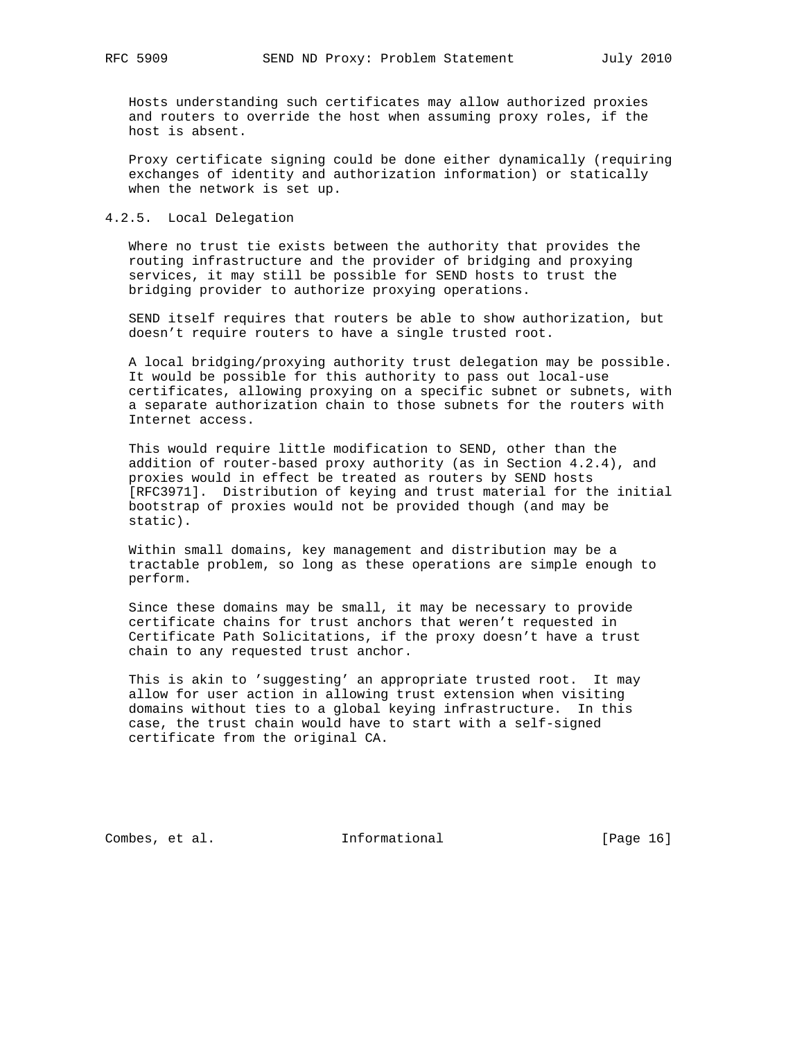Hosts understanding such certificates may allow authorized proxies and routers to override the host when assuming proxy roles, if the host is absent.

Proxy certificate signing could be done either dynamically (requiring exchanges of identity and authorization information) or statically when the network is set up.

#### 4.2.5. Local Delegation

Where no trust tie exists between the authority that provides the routing infrastructure and the provider of bridging and proxying services, it may still be possible for SEND hosts to trust the bridging provider to authorize proxying operations.

SEND itself requires that routers be able to show authorization, but doesn't require routers to have a single trusted root.

A local bridging/proxying authority trust delegation may be possible. It would be possible for this authority to pass out local-use certificates, allowing proxying on a specific subnet or subnets, with a separate authorization chain to those subnets for the routers with Internet access.

This would require little modification to SEND, other than the addition of router-based proxy authority (as in Section 4.2.4), and proxies would in effect be treated as routers by SEND hosts [RFC3971]. Distribution of keying and trust material for the initial bootstrap of proxies would not be provided though (and may be static).

Within small domains, key management and distribution may be a tractable problem, so long as these operations are simple enough to perform.

Since these domains may be small, it may be necessary to provide certificate chains for trust anchors that weren't requested in Certificate Path Solicitations, if the proxy doesn't have a trust chain to any requested trust anchor.

This is akin to 'suggesting' an appropriate trusted root. It may allow for user action in allowing trust extension when visiting domains without ties to a global keying infrastructure. In this case, the trust chain would have to start with a self-signed certificate from the original CA.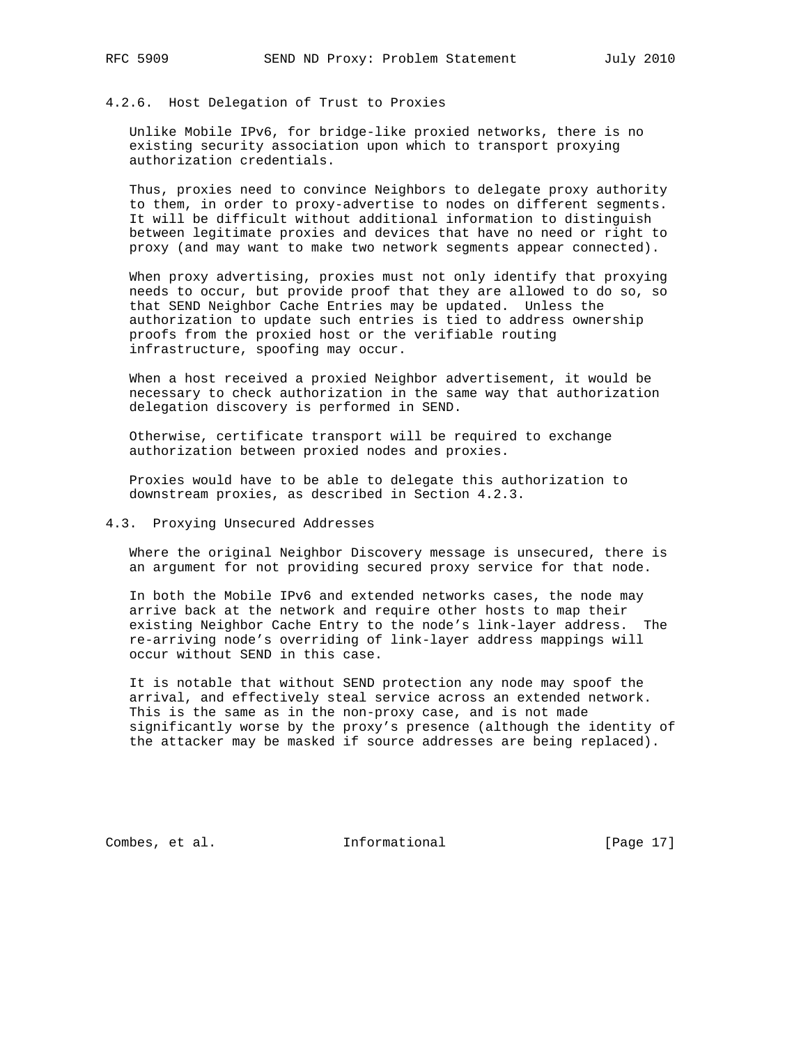#### 4.2.6. Host Delegation of Trust to Proxies

Unlike Mobile IPv6, for bridge-like proxied networks, there is no existing security association upon which to transport proxying authorization credentials.

Thus, proxies need to convince Neighbors to delegate proxy authority to them, in order to proxy-advertise to nodes on different segments. It will be difficult without additional information to distinguish between legitimate proxies and devices that have no need or right to proxy (and may want to make two network segments appear connected).

When proxy advertising, proxies must not only identify that proxying needs to occur, but provide proof that they are allowed to do so, so that SEND Neighbor Cache Entries may be updated. Unless the authorization to update such entries is tied to address ownership proofs from the proxied host or the verifiable routing infrastructure, spoofing may occur.

When a host received a proxied Neighbor advertisement, it would be necessary to check authorization in the same way that authorization delegation discovery is performed in SEND.

Otherwise, certificate transport will be required to exchange authorization between proxied nodes and proxies.

Proxies would have to be able to delegate this authorization to downstream proxies, as described in Section 4.2.3.

### 4.3. Proxying Unsecured Addresses

Where the original Neighbor Discovery message is unsecured, there is an argument for not providing secured proxy service for that node.

In both the Mobile IPv6 and extended networks cases, the node may arrive back at the network and require other hosts to map their existing Neighbor Cache Entry to the node's link-layer address. The re-arriving node's overriding of link-layer address mappings will occur without SEND in this case.

It is notable that without SEND protection any node may spoof the arrival, and effectively steal service across an extended network. This is the same as in the non-proxy case, and is not made significantly worse by the proxy's presence (although the identity of the attacker may be masked if source addresses are being replaced).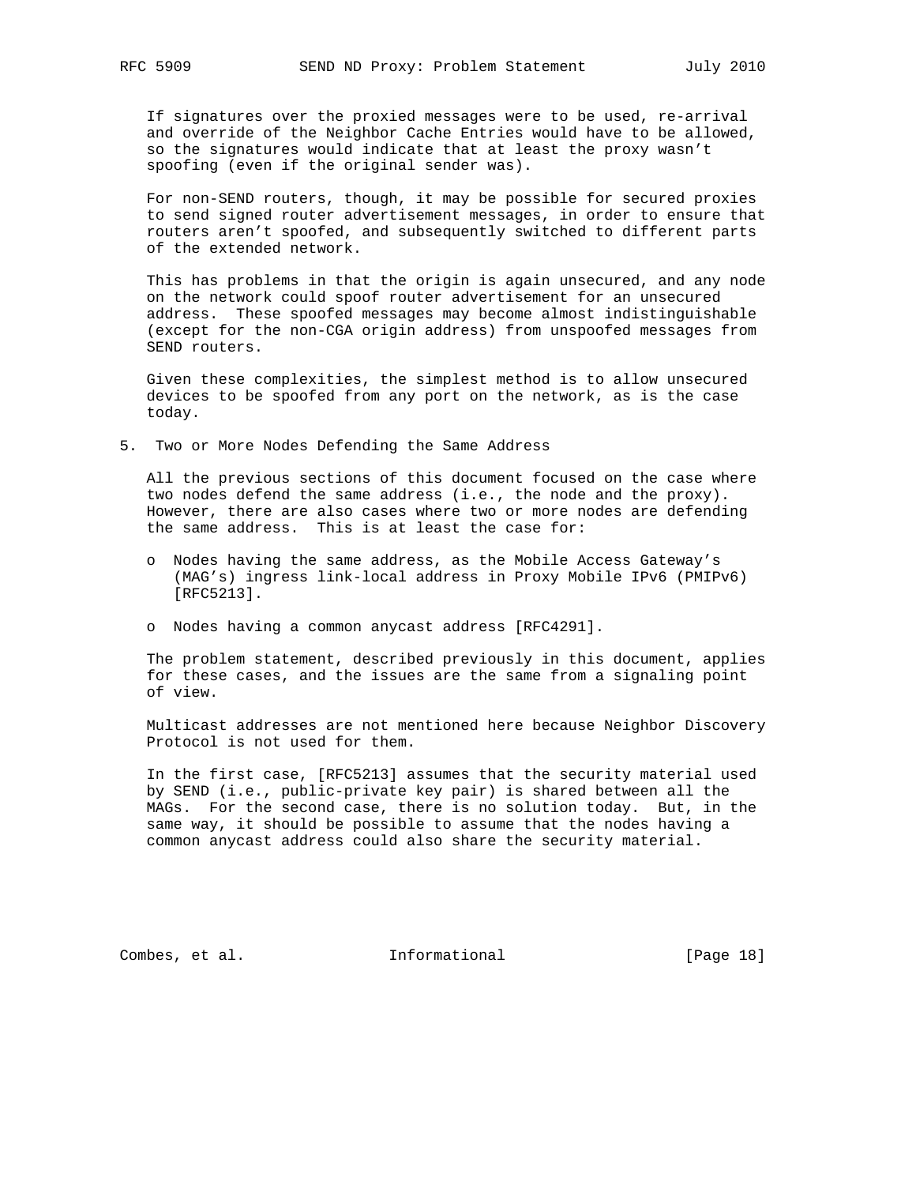If signatures over the proxied messages were to be used, re-arrival and override of the Neighbor Cache Entries would have to be allowed, so the signatures would indicate that at least the proxy wasn't spoofing (even if the original sender was).

For non-SEND routers, though, it may be possible for secured proxies to send signed router advertisement messages, in order to ensure that routers aren't spoofed, and subsequently switched to different parts of the extended network.

This has problems in that the origin is again unsecured, and any node on the network could spoof router advertisement for an unsecured address. These spoofed messages may become almost indistinguishable (except for the non-CGA origin address) from unspoofed messages from SEND routers.

Given these complexities, the simplest method is to allow unsecured devices to be spoofed from any port on the network, as is the case today.

## 5. Two or More Nodes Defending the Same Address

All the previous sections of this document focused on the case where two nodes defend the same address (i.e., the node and the proxy). However, there are also cases where two or more nodes are defending the same address. This is at least the case for:

- Nodes having the same address, as the Mobile Access Gateway's (MAG's) ingress link-local address in Proxy Mobile IPv6 (PMIPv6) [RFC5213].
- Nodes having a common anycast address [RFC4291].

The problem statement, described previously in this document, applies for these cases, and the issues are the same from a signaling point of view.

Multicast addresses are not mentioned here because Neighbor Discovery Protocol is not used for them.

In the first case, [RFC5213] assumes that the security material used by SEND (i.e., public-private key pair) is shared between all the MAGs. For the second case, there is no solution today. But, in the same way, it should be possible to assume that the nodes having a common anycast address could also share the security material.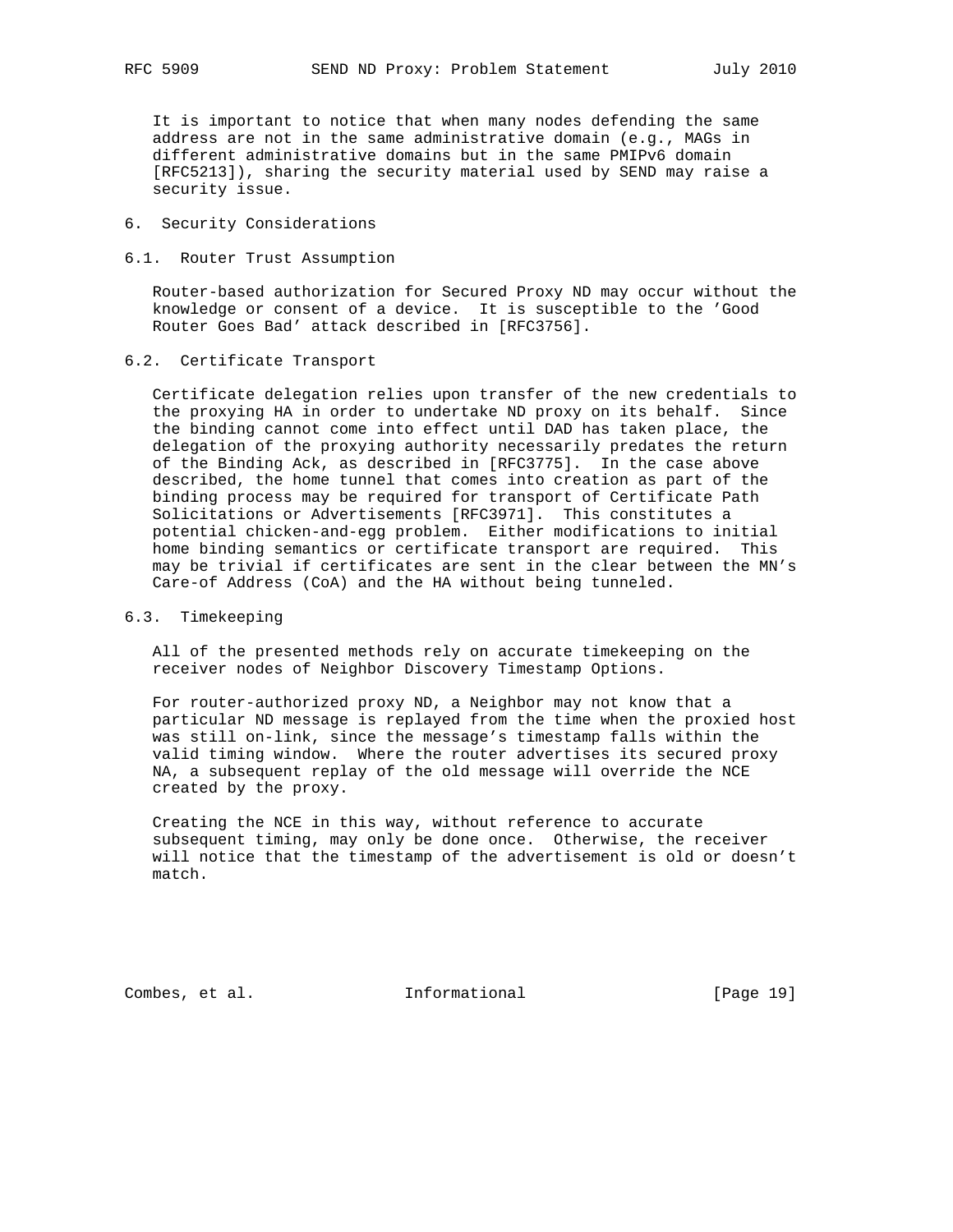It is important to notice that when many nodes defending the same address are not in the same administrative domain (e.g., MAGs in different administrative domains but in the same PMIPv6 domain [RFC5213]), sharing the security material used by SEND may raise a security issue.

## 6. Security Considerations

### 6.1. Router Trust Assumption

Router-based authorization for Secured Proxy ND may occur without the knowledge or consent of a device. It is susceptible to the 'Good Router Goes Bad' attack described in [RFC3756].

### 6.2. Certificate Transport

Certificate delegation relies upon transfer of the new credentials to the proxying HA in order to undertake ND proxy on its behalf. Since the binding cannot come into effect until DAD has taken place, the delegation of the proxying authority necessarily predates the return of the Binding Ack, as described in [RFC3775]. In the case above described, the home tunnel that comes into creation as part of the binding process may be required for transport of Certificate Path Solicitations or Advertisements [RFC3971]. This constitutes a potential chicken-and-egg problem. Either modifications to initial home binding semantics or certificate transport are required. This may be trivial if certificates are sent in the clear between the MN's Care-of Address (CoA) and the HA without being tunneled.

### 6.3. Timekeeping

All of the presented methods rely on accurate timekeeping on the receiver nodes of Neighbor Discovery Timestamp Options.

For router-authorized proxy ND, a Neighbor may not know that a particular ND message is replayed from the time when the proxied host was still on-link, since the message's timestamp falls within the valid timing window. Where the router advertises its secured proxy NA, a subsequent replay of the old message will override the NCE created by the proxy.

Creating the NCE in this way, without reference to accurate subsequent timing, may only be done once. Otherwise, the receiver will notice that the timestamp of the advertisement is old or doesn't match.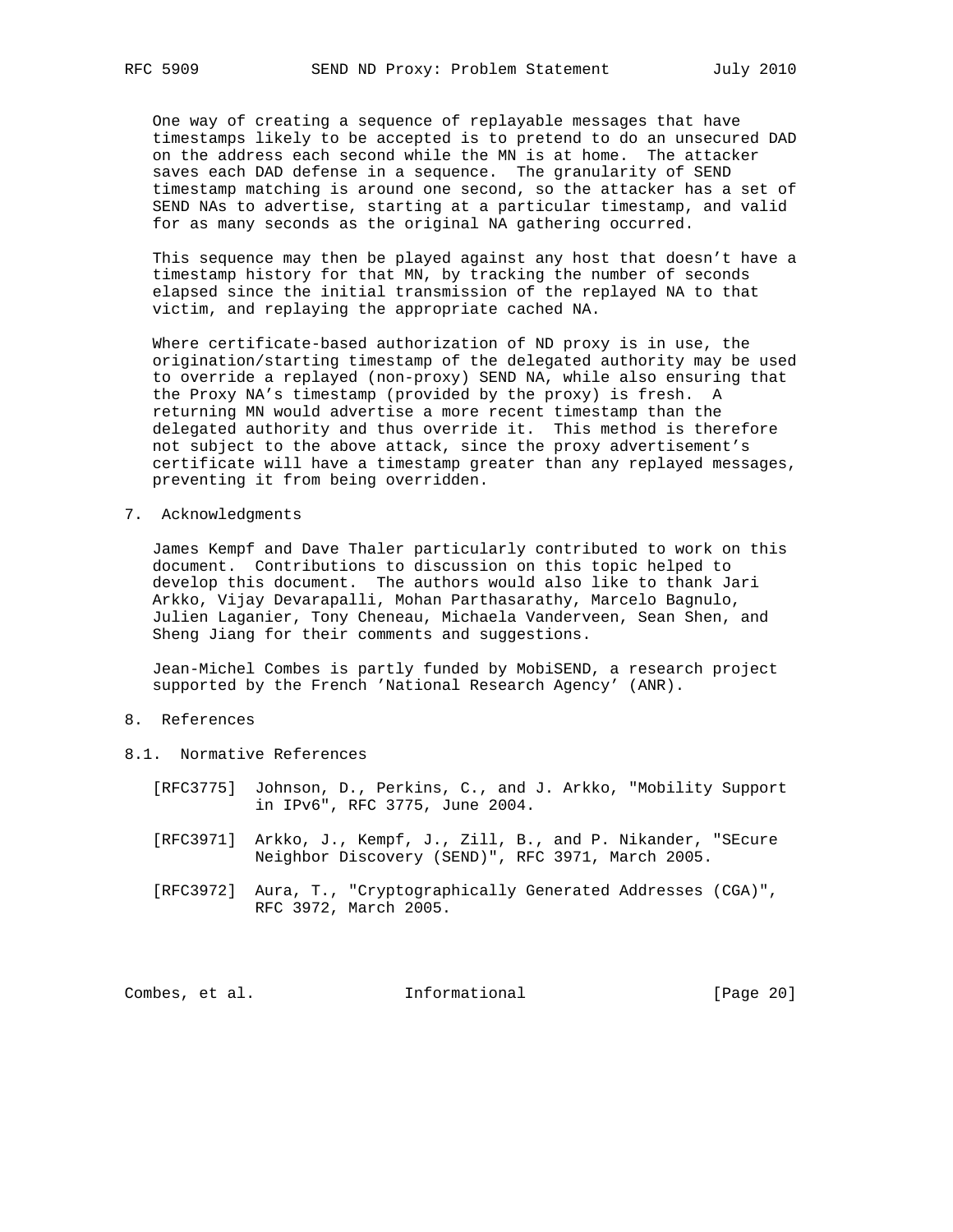One way of creating a sequence of replayable messages that have timestamps likely to be accepted is to pretend to do an unsecured DAD on the address each second while the MN is at home. The attacker saves each DAD defense in a sequence. The granularity of SEND timestamp matching is around one second, so the attacker has a set of SEND NAs to advertise, starting at a particular timestamp, and valid for as many seconds as the original NA gathering occurred.

This sequence may then be played against any host that doesn't have a timestamp history for that MN, by tracking the number of seconds elapsed since the initial transmission of the replayed NA to that victim, and replaying the appropriate cached NA.

Where certificate-based authorization of ND proxy is in use, the origination/starting timestamp of the delegated authority may be used to override a replayed (non-proxy) SEND NA, while also ensuring that the Proxy NA's timestamp (provided by the proxy) is fresh. A returning MN would advertise a more recent timestamp than the delegated authority and thus override it. This method is therefore not subject to the above attack, since the proxy advertisement's certificate will have a timestamp greater than any replayed messages, preventing it from being overridden.

## 7. Acknowledgments

James Kempf and Dave Thaler particularly contributed to work on this document. Contributions to discussion on this topic helped to develop this document. The authors would also like to thank Jari Arkko, Vijay Devarapalli, Mohan Parthasarathy, Marcelo Bagnulo, Julien Laganier, Tony Cheneau, Michaela Vanderveen, Sean Shen, and Sheng Jiang for their comments and suggestions.

Jean-Michel Combes is partly funded by MobiSEND, a research project supported by the French 'National Research Agency' (ANR).

## 8. References

### 8.1. Normative References

[RFC3775] Johnson, D., Perkins, C., and J. Arkko, "Mobility Support in IPv6", RFC 3775, June 2004.

[RFC3971] Arkko, J., Kempf, J., Zill, B., and P. Nikander, "SEcure Neighbor Discovery (SEND)", RFC 3971, March 2005.

[RFC3972] Aura, T., "Cryptographically Generated Addresses (CGA)", RFC 3972, March 2005.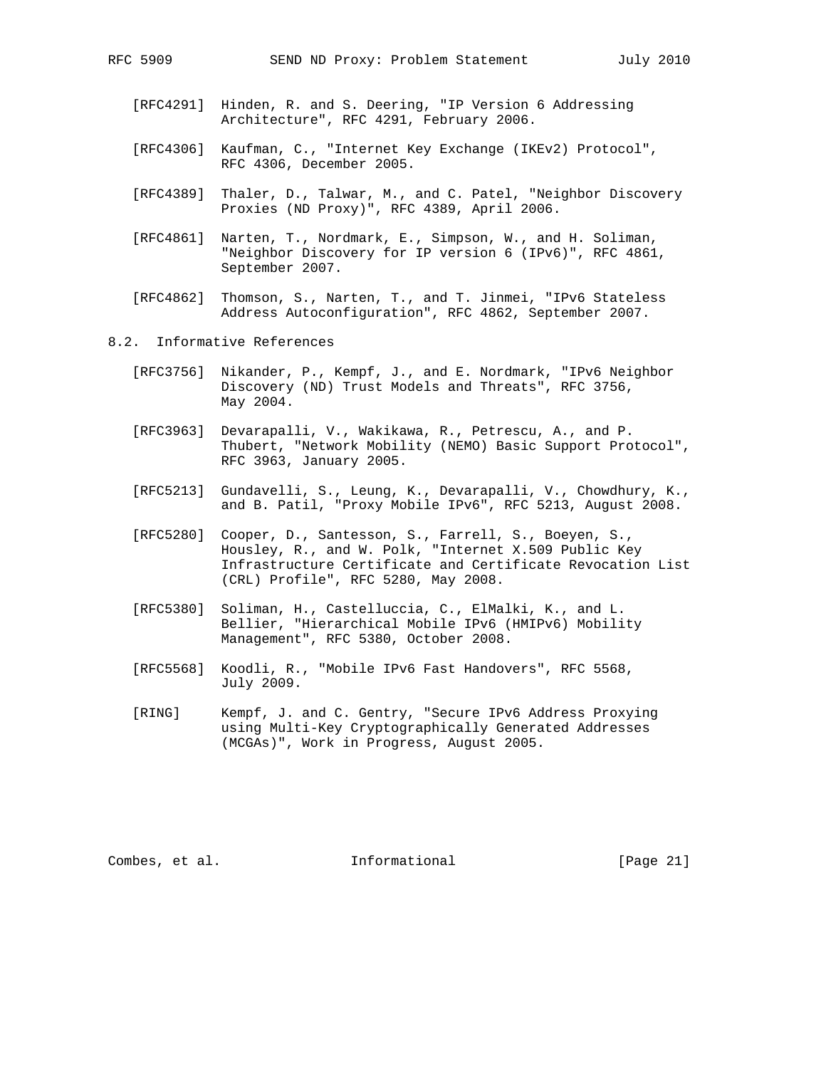[RFC4291] Hinden, R. and S. Deering, "IP Version 6 Addressing Architecture", RFC 4291, February 2006.

[RFC4306] Kaufman, C., "Internet Key Exchange (IKEv2) Protocol", RFC 4306, December 2005.

[RFC4389] Thaler, D., Talwar, M., and C. Patel, "Neighbor Discovery Proxies (ND Proxy)", RFC 4389, April 2006.

[RFC4861] Narten, T., Nordmark, E., Simpson, W., and H. Soliman, "Neighbor Discovery for IP version 6 (IPv6)", RFC 4861, September 2007.

[RFC4862] Thomson, S., Narten, T., and T. Jinmei, "IPv6 Stateless Address Autoconfiguration", RFC 4862, September 2007.

### 8.2. Informative References

[RFC3756] Nikander, P., Kempf, J., and E. Nordmark, "IPv6 Neighbor Discovery (ND) Trust Models and Threats", RFC 3756, May 2004.

[RFC3963] Devarapalli, V., Wakikawa, R., Petrescu, A., and P. Thubert, "Network Mobility (NEMO) Basic Support Protocol", RFC 3963, January 2005.

[RFC5213] Gundavelli, S., Leung, K., Devarapalli, V., Chowdhury, K., and B. Patil, "Proxy Mobile IPv6", RFC 5213, August 2008.

[RFC5280] Cooper, D., Santesson, S., Farrell, S., Boeyen, S., Housley, R., and W. Polk, "Internet X.509 Public Key Infrastructure Certificate and Certificate Revocation List (CRL) Profile", RFC 5280, May 2008.

[RFC5380] Soliman, H., Castelluccia, C., ElMalki, K., and L. Bellier, "Hierarchical Mobile IPv6 (HMIPv6) Mobility Management", RFC 5380, October 2008.

[RFC5568] Koodli, R., "Mobile IPv6 Fast Handovers", RFC 5568, July 2009.

[RING] Kempf, J. and C. Gentry, "Secure IPv6 Address Proxying using Multi-Key Cryptographically Generated Addresses (MCGAs)", Work in Progress, August 2005.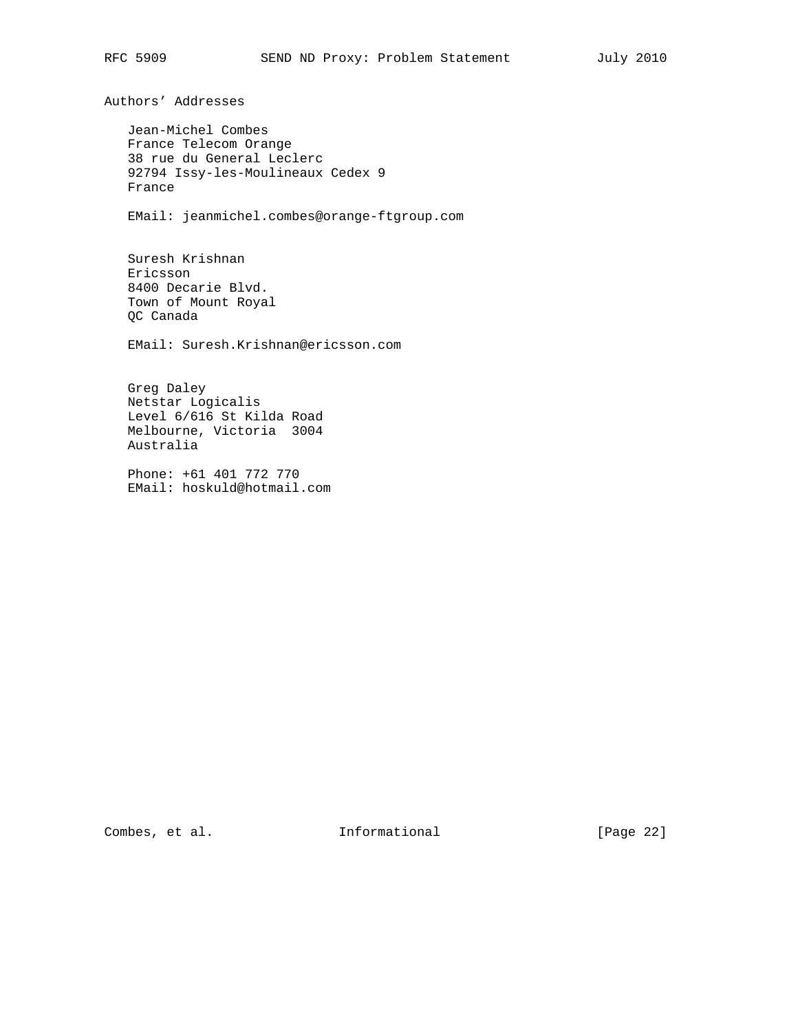## Authors' Addresses

Jean-Michel Combes
France Telecom Orange
38 rue du General Leclerc
92794 Issy-les-Moulineaux Cedex 9
France

EMail: jeanmichel.combes@orange-ftgroup.com

Suresh Krishnan
Ericsson
8400 Decarie Blvd.
Town of Mount Royal
QC Canada

EMail: Suresh.Krishnan@ericsson.com

Greg Daley
Netstar Logicalis
Level 6/616 St Kilda Road
Melbourne, Victoria  3004
Australia

Phone: +61 401 772 770
EMail: hoskuld@hotmail.com